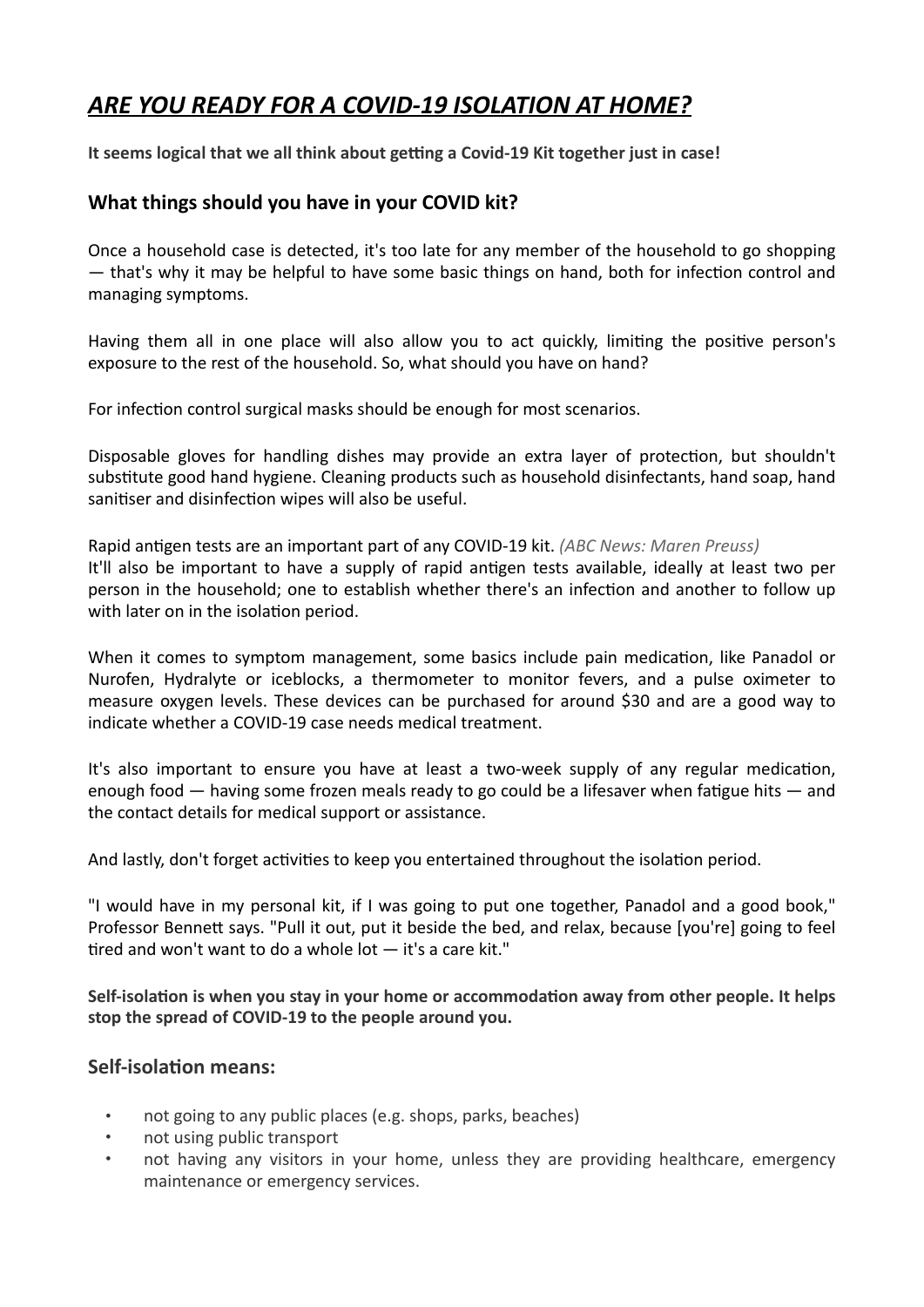# ***ARE YOU READY FOR A COVID-19 ISOLATION AT HOME?***

**It seems logical that we all think about getting a Covid-19 Kit together just in case!**

## What things should you have in your COVID kit?

Once a household case is detected, it's too late for any member of the household to go shopping — that's why it may be helpful to have some basic things on hand, both for infection control and managing symptoms.

Having them all in one place will also allow you to act quickly, limiting the positive person's exposure to the rest of the household. So, what should you have on hand?

For infection control surgical masks should be enough for most scenarios.

Disposable gloves for handling dishes may provide an extra layer of protection, but shouldn't substitute good hand hygiene. Cleaning products such as household disinfectants, hand soap, hand sanitiser and disinfection wipes will also be useful.

Rapid antigen tests are an important part of any COVID-19 kit. *(ABC News: Maren Preuss)*
It'll also be important to have a supply of rapid antigen tests available, ideally at least two per person in the household; one to establish whether there's an infection and another to follow up with later on in the isolation period.

When it comes to symptom management, some basics include pain medication, like Panadol or Nurofen, Hydralyte or iceblocks, a thermometer to monitor fevers, and a pulse oximeter to measure oxygen levels. These devices can be purchased for around $30 and are a good way to indicate whether a COVID-19 case needs medical treatment.

It's also important to ensure you have at least a two-week supply of any regular medication, enough food — having some frozen meals ready to go could be a lifesaver when fatigue hits — and the contact details for medical support or assistance.

And lastly, don't forget activities to keep you entertained throughout the isolation period.

"I would have in my personal kit, if I was going to put one together, Panadol and a good book," Professor Bennett says. "Pull it out, put it beside the bed, and relax, because [you're] going to feel tired and won't want to do a whole lot — it's a care kit."

**Self-isolation is when you stay in your home or accommodation away from other people. It helps stop the spread of COVID-19 to the people around you.**

## Self-isolation means:

- not going to any public places (e.g. shops, parks, beaches)
- not using public transport
- not having any visitors in your home, unless they are providing healthcare, emergency maintenance or emergency services.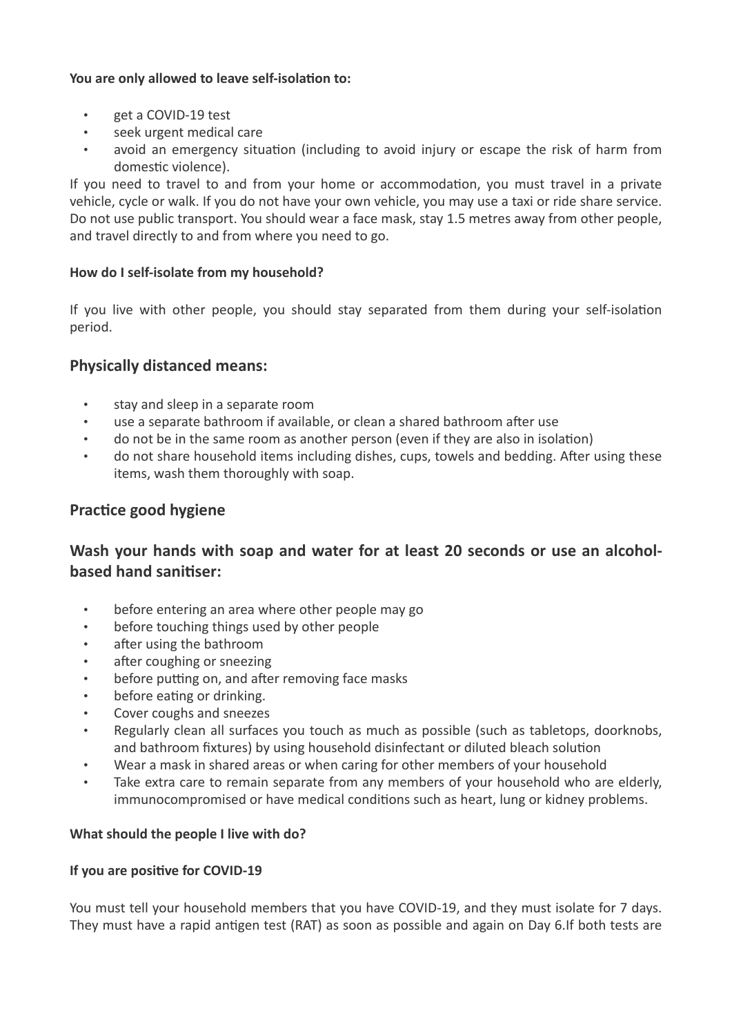**You are only allowed to leave self-isolation to:**

- get a COVID-19 test
- seek urgent medical care
- avoid an emergency situation (including to avoid injury or escape the risk of harm from domestic violence).

If you need to travel to and from your home or accommodation, you must travel in a private vehicle, cycle or walk. If you do not have your own vehicle, you may use a taxi or ride share service. Do not use public transport. You should wear a face mask, stay 1.5 metres away from other people, and travel directly to and from where you need to go.

**How do I self-isolate from my household?**

If you live with other people, you should stay separated from them during your self-isolation period.

## Physically distanced means:

- stay and sleep in a separate room
- use a separate bathroom if available, or clean a shared bathroom after use
- do not be in the same room as another person (even if they are also in isolation)
- do not share household items including dishes, cups, towels and bedding. After using these items, wash them thoroughly with soap.

## Practice good hygiene

## Wash your hands with soap and water for at least 20 seconds or use an alcohol-based hand sanitiser:

- before entering an area where other people may go
- before touching things used by other people
- after using the bathroom
- after coughing or sneezing
- before putting on, and after removing face masks
- before eating or drinking.
- Cover coughs and sneezes
- Regularly clean all surfaces you touch as much as possible (such as tabletops, doorknobs, and bathroom fixtures) by using household disinfectant or diluted bleach solution
- Wear a mask in shared areas or when caring for other members of your household
- Take extra care to remain separate from any members of your household who are elderly, immunocompromised or have medical conditions such as heart, lung or kidney problems.

**What should the people I live with do?**

**If you are positive for COVID-19**

You must tell your household members that you have COVID-19, and they must isolate for 7 days. They must have a rapid antigen test (RAT) as soon as possible and again on Day 6.If both tests are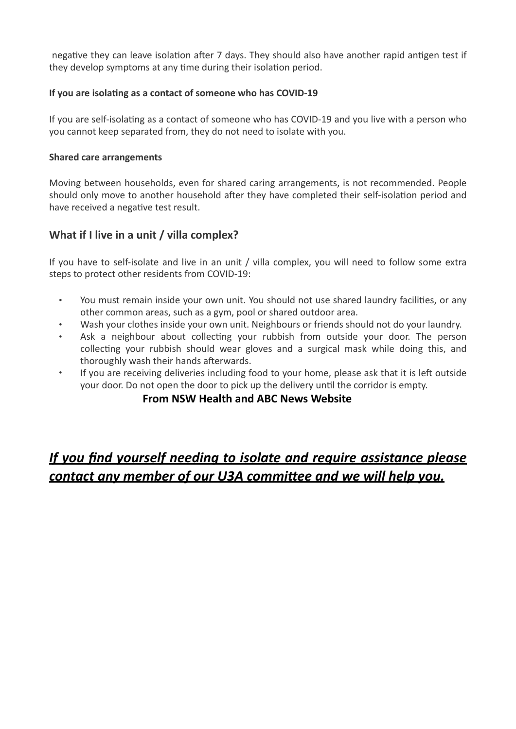negative they can leave isolation after 7 days. They should also have another rapid antigen test if they develop symptoms at any time during their isolation period.

**If you are isolating as a contact of someone who has COVID-19**

If you are self-isolating as a contact of someone who has COVID-19 and you live with a person who you cannot keep separated from, they do not need to isolate with you.

**Shared care arrangements**

Moving between households, even for shared caring arrangements, is not recommended. People should only move to another household after they have completed their self-isolation period and have received a negative test result.

## What if I live in a unit / villa complex?

If you have to self-isolate and live in an unit / villa complex, you will need to follow some extra steps to protect other residents from COVID-19:

- You must remain inside your own unit. You should not use shared laundry facilities, or any other common areas, such as a gym, pool or shared outdoor area.
- Wash your clothes inside your own unit. Neighbours or friends should not do your laundry.
- Ask a neighbour about collecting your rubbish from outside your door. The person collecting your rubbish should wear gloves and a surgical mask while doing this, and thoroughly wash their hands afterwards.
- If you are receiving deliveries including food to your home, please ask that it is left outside your door. Do not open the door to pick up the delivery until the corridor is empty.

**From NSW Health and ABC News Website**

***<u>If you find yourself needing to isolate and require assistance please contact any member of our U3A committee and we will help you.</u>***